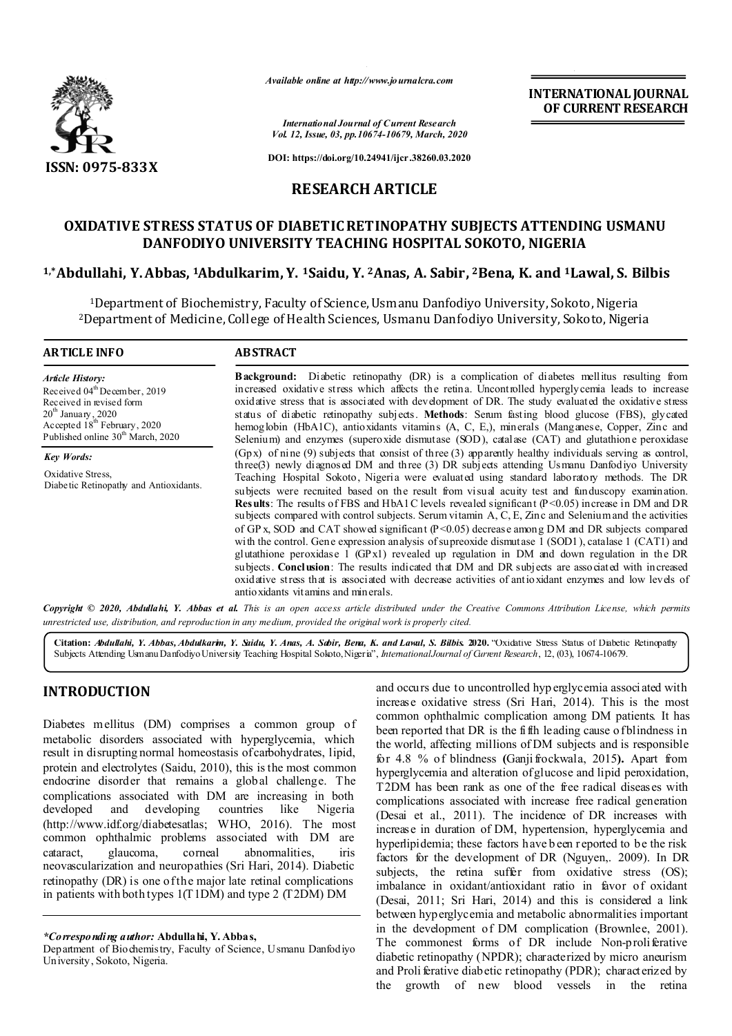*Available online at http://www.journalcra.com*

**INTERNATIONAL JOURNAL OF CURRENT RESEARCH**

*International Journal of Current Research*
*Vol. 12, Issue, 03, pp.10674-10679, March, 2020*

**DOI: https://doi.org/10.24941/ijcr.38260.03.2020**

**ISSN: 0975-833X**

## RESEARCH ARTICLE

# OXIDATIVE STRESS STATUS OF DIABETIC RETINOPATHY SUBJECTS ATTENDING USMANU DANFODIYO UNIVERSITY TEACHING HOSPITAL SOKOTO, NIGERIA

**[1,*]Abdullahi, Y. Abbas, [1]Abdulkarim, Y. [1]Saidu, Y. [2]Anas, A. Sabir, [2]Bena, K. and [1]Lawal, S. Bilbis**

[1]Department of Biochemistry, Faculty of Science, Usmanu Danfodiyo University, Sokoto, Nigeria
[2]Department of Medicine, College of Health Sciences, Usmanu Danfodiyo University, Sokoto, Nigeria

### ARTICLE INFO

*Article History:*
Received 04th December, 2019
Received in revised form
20th January, 2020
Accepted 18th February, 2020
Published online 30th March, 2020

*Key Words:*

Oxidative Stress,
Diabetic Retinopathy and Antioxidants.

### ABSTRACT

**Background:** Diabetic retinopathy (DR) is a complication of diabetes mellitus resulting from increased oxidative stress which affects the retina. Uncontrolled hyperglycemia leads to increase oxidative stress that is associated with development of DR. The study evaluated the oxidative stress status of diabetic retinopathy subjects. **Methods**: Serum fasting blood glucose (FBS), glycated hemoglobin (HbA1C), antioxidants vitamins (A, C, E,), minerals (Manganese, Copper, Zinc and Selenium) and enzymes (superoxide dismutase (SOD), catalase (CAT) and glutathione peroxidase (Gpx) of nine (9) subjects that consist of three (3) apparently healthy individuals serving as control, three(3) newly diagnosed DM and three (3) DR subjects attending Usmanu Danfodiyo University Teaching Hospital Sokoto, Nigeria were evaluated using standard laboratory methods. The DR subjects were recruited based on the result from visual acuity test and funduscopy examination. **Results**: The results of FBS and HbA1C levels revealed significant ($P<0.05$) increase in DM and DR subjects compared with control subjects. Serum vitamin A, C, E, Zinc and Selenium and the activities of GPx, SOD and CAT showed significant ($P<0.05$) decrease among DM and DR subjects compared with the control. Gene expression analysis of supreoxide dismutase 1 (SOD1), catalase 1 (CAT1) and glutathione peroxidase 1 (GPx1) revealed up regulation in DM and down regulation in the DR subjects. **Conclusion**: The results indicated that DM and DR subjects are associated with increased oxidative stress that is associated with decrease activities of antioxidant enzymes and low levels of antioxidants vitamins and minerals.

***Copyright © 2020, Abdullahi, Y. Abbas et al.*** *This is an open access article distributed under the Creative Commons Attribution License, which permits unrestricted use, distribution, and reproduction in any medium, provided the original work is properly cited.*

**Citation:** ***Abdullahi, Y. Abbas, Abdulkarim, Y. Saidu, Y. Anas, A. Sabir, Bena, K. and Lawal, S. Bilbis. 2020.*** "Oxidative Stress Status of Diabetic Retinopathy Subjects Attending Usmanu Danfodiyo University Teaching Hospital Sokoto, Nigeria", *International Journal of Current Research*, 12, (03), 10674-10679.

## INTRODUCTION

Diabetes mellitus (DM) comprises a common group of metabolic disorders associated with hyperglycemia, which result in disrupting normal homeostasis of carbohydrates, lipid, protein and electrolytes (Saidu, 2010), this is the most common endocrine disorder that remains a global challenge. The complications associated with DM are increasing in both developed and developing countries like Nigeria (http://www.idf.org/diabetesatlas; WHO, 2016). The most common ophthalmic problems associated with DM are cataract, glaucoma, corneal abnormalities, iris neovascularization and neuropathies (Sri Hari, 2014). Diabetic retinopathy (DR) is one of the major late retinal complications in patients with both types 1(T1DM) and type 2 (T2DM) DM and occurs due to uncontrolled hyperglycemia associated with increase oxidative stress (Sri Hari, 2014). This is the most common ophthalmic complication among DM patients. It has been reported that DR is the fifth leading cause of blindness in the world, affecting millions of DM subjects and is responsible for 4.8 % of blindness (Ganjifrockwala, 2015). Apart from hyperglycemia and alteration of glucose and lipid peroxidation, T2DM has been rank as one of the free radical diseases with complications associated with increase free radical generation (Desai et al., 2011). The incidence of DR increases with increase in duration of DM, hypertension, hyperglycemia and hyperlipidemia; these factors have been reported to be the risk factors for the development of DR (Nguyen,. 2009). In DR subjects, the retina suffer from oxidative stress (OS); imbalance in oxidant/antioxidant ratio in favor of oxidant (Desai, 2011; Sri Hari, 2014) and this is considered a link between hyperglycemia and metabolic abnormalities important in the development of DM complication (Brownlee, 2001). The commonest forms of DR include Non-proliferative diabetic retinopathy (NPDR); characterized by micro aneurism and Proliferative diabetic retinopathy (PDR); characterized by the growth of new blood vessels in the retina

***Corresponding author:*** **Abdullahi, Y. Abbas,**
Department of Biochemistry, Faculty of Science, Usmanu Danfodiyo University, Sokoto, Nigeria.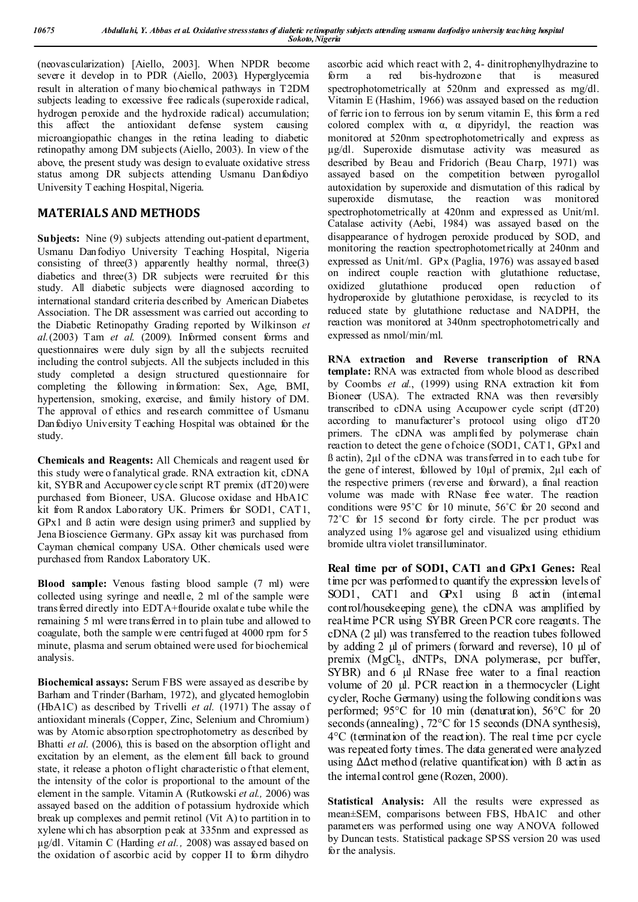(neovascularization) [Aiello, 2003]. When NPDR become severe it develop in to PDR (Aiello, 2003). Hyperglycemia result in alteration of many biochemical pathways in T2DM subjects leading to excessive free radicals (superoxide radical, hydrogen peroxide and the hydroxide radical) accumulation; this affect the antioxidant defense system causing microangiopathic changes in the retina leading to diabetic retinopathy among DM subjects (Aiello, 2003). In view of the above, the present study was design to evaluate oxidative stress status among DR subjects attending Usmanu Danfodiyo University Teaching Hospital, Nigeria.

## MATERIALS AND METHODS

**Subjects:** Nine (9) subjects attending out-patient department, Usmanu Danfodiyo University Teaching Hospital, Nigeria consisting of three(3) apparently healthy normal, three(3) diabetics and three(3) DR subjects were recruited for this study. All diabetic subjects were diagnosed according to international standard criteria described by American Diabetes Association. The DR assessment was carried out according to the Diabetic Retinopathy Grading reported by Wilkinson *et al.*(2003) Tam *et al.* (2009). Informed consent forms and questionnaires were duly sign by all the subjects recruited including the control subjects. All the subjects included in this study completed a design structured questionnaire for completing the following information: Sex, Age, BMI, hypertension, smoking, exercise, and family history of DM. The approval of ethics and research committee of Usmanu Danfodiyo University Teaching Hospital was obtained for the study.

**Chemicals and Reagents:** All Chemicals and reagent used for this study were of analytical grade. RNA extraction kit, cDNA kit, SYBR and Accupower cycle script RT premix (dT20) were purchased from Bioneer, USA. Glucose oxidase and HbA1C kit from Randox Laboratory UK. Primers for SOD1, CAT1, GPx1 and ß actin were design using primer3 and supplied by Jena Bioscience Germany. GPx assay kit was purchased from Cayman chemical company USA. Other chemicals used were purchased from Randox Laboratory UK.

**Blood sample:** Venous fasting blood sample (7 ml) were collected using syringe and needle, 2 ml of the sample were transferred directly into EDTA+flouride oxalate tube while the remaining 5 ml were transferred in to plain tube and allowed to coagulate, both the sample were centrifuged at 4000 rpm for 5 minute, plasma and serum obtained were used for biochemical analysis.

**Biochemical assays:** Serum FBS were assayed as describe by Barham and Trinder (Barham, 1972), and glycated hemoglobin (HbA1C) as described by Trivelli *et al.* (1971) The assay of antioxidant minerals (Copper, Zinc, Selenium and Chromium) was by Atomic absorption spectrophotometry as described by Bhatti *et al.* (2006), this is based on the absorption of light and excitation by an element, as the element fall back to ground state, it release a photon of light characteristic of that element, the intensity of the color is proportional to the amount of the element in the sample. Vitamin A (Rutkowski *et al.,* 2006) was assayed based on the addition of potassium hydroxide which break up complexes and permit retinol (Vit A) to partition in to xylene which has absorption peak at 335nm and expressed as µg/dl. Vitamin C (Harding *et al.,* 2008) was assayed based on the oxidation of ascorbic acid by copper II to form dihydro ascorbic acid which react with 2, 4- dinitrophenylhydrazine to form a red bis-hydrozone that is measured spectrophotometrically at 520nm and expressed as mg/dl. Vitamin E (Hashim, 1966) was assayed based on the reduction of ferric ion to ferrous ion by serum vitamin E, this form a red colored complex with α, α dipyridyl, the reaction was monitored at 520nm spectrophotometrically and express as µg/dl. Superoxide dismutase activity was measured as described by Beau and Fridorich (Beau Charp, 1971) was assayed based on the competition between pyrogallol autoxidation by superoxide and dismutation of this radical by superoxide dismutase, the reaction was monitored spectrophotometrically at 420nm and expressed as Unit/ml. Catalase activity (Aebi, 1984) was assayed based on the disappearance of hydrogen peroxide produced by SOD, and monitoring the reaction spectrophotometrically at 240nm and expressed as Unit/ml. GPx (Paglia, 1976) was assayed based on indirect couple reaction with glutathione reductase, oxidized glutathione produced open reduction of hydroperoxide by glutathione peroxidase, is recycled to its reduced state by glutathione reductase and NADPH, the reaction was monitored at 340nm spectrophotometrically and expressed as nmol/min/ml.

**RNA extraction and Reverse transcription of RNA template:** RNA was extracted from whole blood as described by Coombs *et al.*, (1999) using RNA extraction kit from Bioneer (USA). The extracted RNA was then reversibly transcribed to cDNA using Accupower cycle script (dT20) according to manufacturer's protocol using oligo dT20 primers. The cDNA was amplified by polymerase chain reaction to detect the gene of choice (SOD1, CAT1, GPx1 and ß actin), 2µl of the cDNA was transferred in to each tube for the gene of interest, followed by 10µl of premix, 2µl each of the respective primers (reverse and forward), a final reaction volume was made with RNase free water. The reaction conditions were 95˚C for 10 minute, 56˚C for 20 second and 72˚C for 15 second for forty circle. The pcr product was analyzed using 1% agarose gel and visualized using ethidium bromide ultra violet transilluminator.

**Real time pcr of SOD1, CAT1 and GPx1 Genes:** Real time pcr was performed to quantify the expression levels of SOD1, CAT1 and GPx1 using ß actin (internal control/housekeeping gene), the cDNA was amplified by real-time PCR using SYBR Green PCR core reagents. The cDNA (2 µl) was transferred to the reaction tubes followed by adding 2 µl of primers (forward and reverse), 10 µl of premix ($MgCl_2$, dNTPs, DNA polymerase, pcr buffer, SYBR) and 6 µl RNase free water to a final reaction volume of 20 µl. PCR reaction in a thermocycler (Light cycler, Roche Germany) using the following conditions was performed; 95°C for 10 min (denaturation), 56°C for 20 seconds (annealing) , 72°C for 15 seconds (DNA synthesis), 4°C (termination of the reaction). The real time pcr cycle was repeated forty times. The data generated were analyzed using ΔΔct method (relative quantification) with ß actin as the internal control gene (Rozen, 2000).

**Statistical Analysis:** All the results were expressed as mean±SEM, comparisons between FBS, HbA1C and other parameters was performed using one way ANOVA followed by Duncan tests. Statistical package SPSS version 20 was used for the analysis.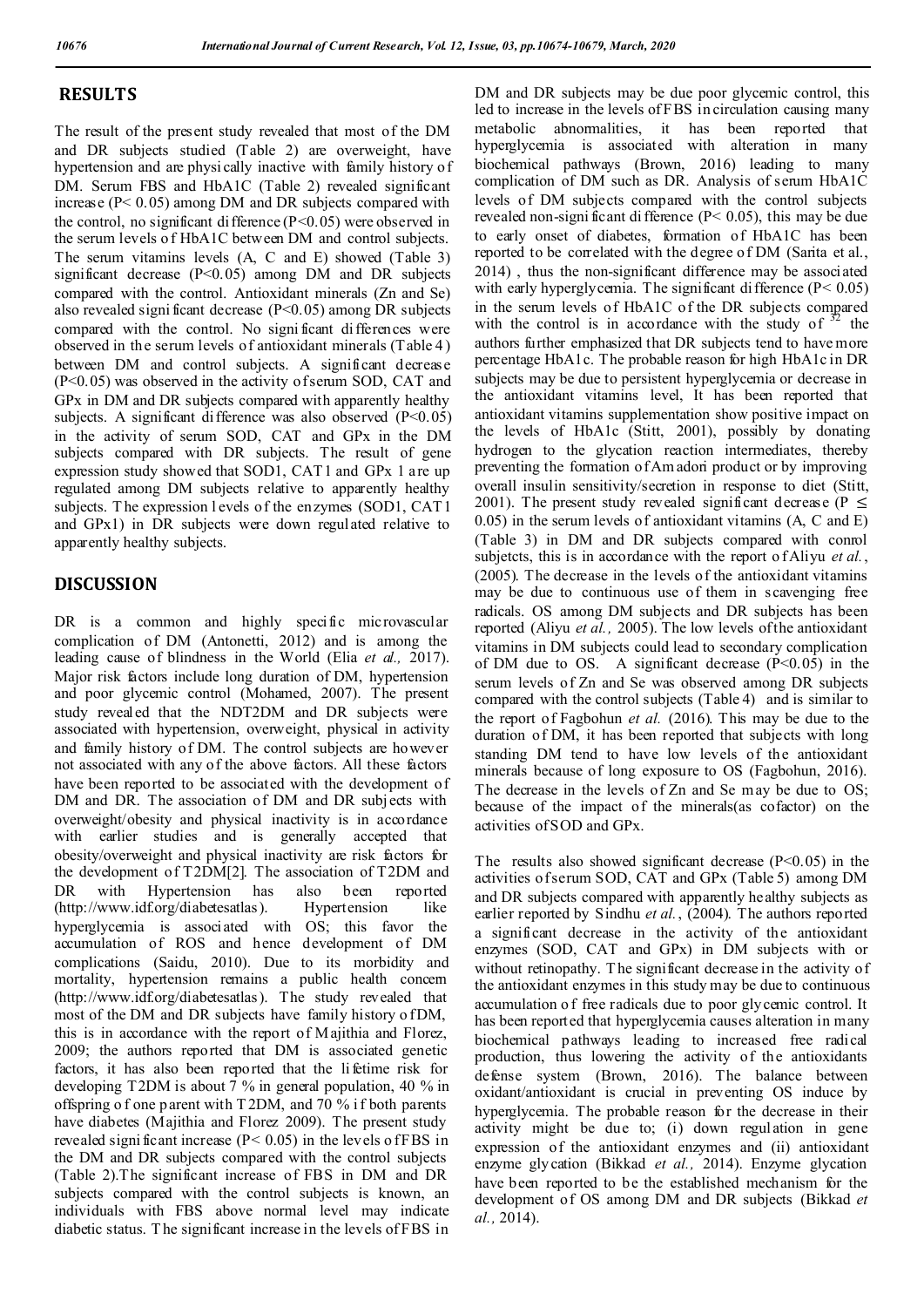## RESULTS

The result of the present study revealed that most of the DM and DR subjects studied (Table 2) are overweight, have hypertension and are physically inactive with family history of DM. Serum FBS and HbA1C (Table 2) revealed significant increase (P< 0.05) among DM and DR subjects compared with the control, no significant difference (P<0.05) were observed in the serum levels of HbA1C between DM and control subjects. The serum vitamins levels (A, C and E) showed (Table 3) significant decrease (P<0.05) among DM and DR subjects compared with the control. Antioxidant minerals (Zn and Se) also revealed significant decrease (P<0.05) among DR subjects compared with the control. No significant differences were observed in the serum levels of antioxidant minerals (Table 4) between DM and control subjects. A significant decrease (P<0.05) was observed in the activity of serum SOD, CAT and GPx in DM and DR subjects compared with apparently healthy subjects. A significant difference was also observed (P<0.05) in the activity of serum SOD, CAT and GPx in the DM subjects compared with DR subjects. The result of gene expression study showed that SOD1, CAT1 and GPx 1 are up regulated among DM subjects relative to apparently healthy subjects. The expression levels of the enzymes (SOD1, CAT1 and GPx1) in DR subjects were down regulated relative to apparently healthy subjects.

## DISCUSSION

DR is a common and highly specific microvascular complication of DM (Antonetti, 2012) and is among the leading cause of blindness in the World (Elia *et al.,* 2017). Major risk factors include long duration of DM, hypertension and poor glycemic control (Mohamed, 2007). The present study revealed that the NDT2DM and DR subjects were associated with hypertension, overweight, physical in activity and family history of DM. The control subjects are however not associated with any of the above factors. All these factors have been reported to be associated with the development of DM and DR. The association of DM and DR subjects with overweight/obesity and physical inactivity is in accordance with earlier studies and is generally accepted that obesity/overweight and physical inactivity are risk factors for the development of T2DM[2]. The association of T2DM and DR with Hypertension has also been reported (http://www.idf.org/diabetesatlas). Hypertension like hyperglycemia is associated with OS; this favor the accumulation of ROS and hence development of DM complications (Saidu, 2010). Due to its morbidity and mortality, hypertension remains a public health concern (http://www.idf.org/diabetesatlas). The study revealed that most of the DM and DR subjects have family history of DM, this is in accordance with the report of Majithia and Florez, 2009; the authors reported that DM is associated genetic factors, it has also been reported that the lifetime risk for developing T2DM is about 7 % in general population, 40 % in offspring of one parent with T2DM, and 70 % if both parents have diabetes (Majithia and Florez 2009). The present study revealed significant increase (P< 0.05) in the levels of FBS in the DM and DR subjects compared with the control subjects (Table 2).The significant increase of FBS in DM and DR subjects compared with the control subjects is known, an individuals with FBS above normal level may indicate diabetic status. The significant increase in the levels of FBS in DM and DR subjects may be due poor glycemic control, this led to increase in the levels of FBS in circulation causing many metabolic abnormalities, it has been reported that hyperglycemia is associated with alteration in many biochemical pathways (Brown, 2016) leading to many complication of DM such as DR. Analysis of serum HbA1C levels of DM subjects compared with the control subjects revealed non-significant difference (P< 0.05), this may be due to early onset of diabetes, formation of HbA1C has been reported to be correlated with the degree of DM (Sarita et al., 2014) , thus the non-significant difference may be associated with early hyperglycemia. The significant difference (P< 0.05) in the serum levels of HbA1C of the DR subjects compared with the control is in accordance with the study of [32] the authors further emphasized that DR subjects tend to have more percentage HbA1c. The probable reason for high HbA1c in DR subjects may be due to persistent hyperglycemia or decrease in the antioxidant vitamins level, It has been reported that antioxidant vitamins supplementation show positive impact on the levels of HbA1c (Stitt, 2001), possibly by donating hydrogen to the glycation reaction intermediates, thereby preventing the formation of Amadori product or by improving overall insulin sensitivity/secretion in response to diet (Stitt, 2001). The present study revealed significant decrease (P ≤ 0.05) in the serum levels of antioxidant vitamins (A, C and E) (Table 3) in DM and DR subjects compared with conrol subjetcts, this is in accordance with the report of Aliyu *et al.*, (2005). The decrease in the levels of the antioxidant vitamins may be due to continuous use of them in scavenging free radicals. OS among DM subjects and DR subjects has been reported (Aliyu *et al.,* 2005). The low levels of the antioxidant vitamins in DM subjects could lead to secondary complication of DM due to OS. A significant decrease (P<0.05) in the serum levels of Zn and Se was observed among DR subjects compared with the control subjects (Table 4) and is similar to the report of Fagbohun *et al.* (2016). This may be due to the duration of DM, it has been reported that subjects with long standing DM tend to have low levels of the antioxidant minerals because of long exposure to OS (Fagbohun, 2016). The decrease in the levels of Zn and Se may be due to OS; because of the impact of the minerals(as cofactor) on the activities of SOD and GPx.

The results also showed significant decrease (P<0.05) in the activities of serum SOD, CAT and GPx (Table 5) among DM and DR subjects compared with apparently healthy subjects as earlier reported by Sindhu *et al.*, (2004). The authors reported a significant decrease in the activity of the antioxidant enzymes (SOD, CAT and GPx) in DM subjects with or without retinopathy. The significant decrease in the activity of the antioxidant enzymes in this study may be due to continuous accumulation of free radicals due to poor glycemic control. It has been reported that hyperglycemia causes alteration in many biochemical pathways leading to increased free radical production, thus lowering the activity of the antioxidants defense system (Brown, 2016). The balance between oxidant/antioxidant is crucial in preventing OS induce by hyperglycemia. The probable reason for the decrease in their activity might be due to; (i) down regulation in gene expression of the antioxidant enzymes and (ii) antioxidant enzyme glycation (Bikkad *et al.,* 2014). Enzyme glycation have been reported to be the established mechanism for the development of OS among DM and DR subjects (Bikkad *et al.,* 2014).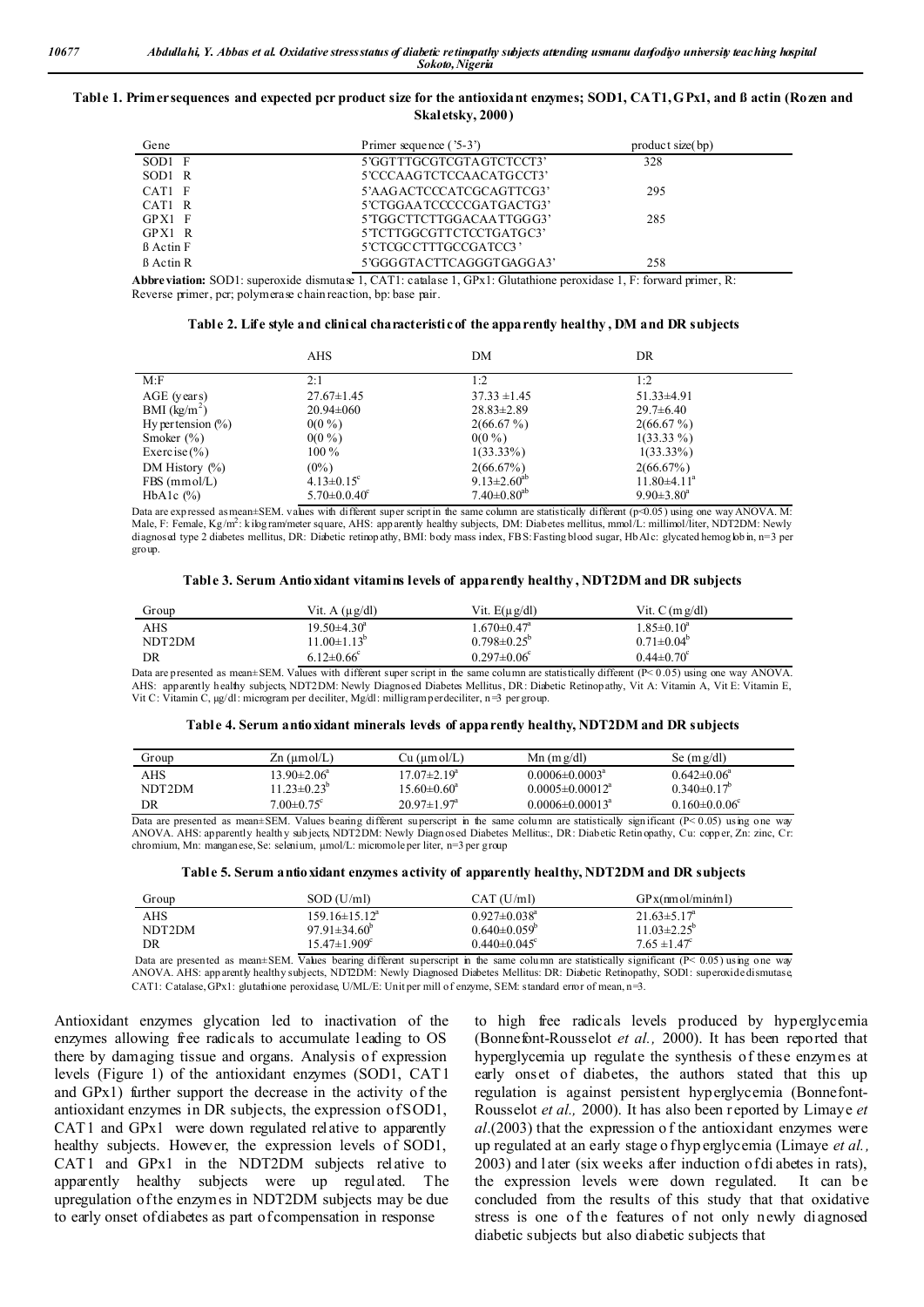**Table 1. Primer sequences and expected pcr product size for the antioxidant enzymes; SOD1, CAT1, GPx1, and ß actin (Rozen and Skaletsky, 2000)**

| Gene | Primer sequence ('5-3') | product size(bp) |
|---|---|---|
| SOD1 F | 5'GGTTTGCGTCGTAGTCTCCT3' | 328 |
| SOD1 R | 5'CCCAAGTCTCCAACATGCCT3' | |
| CAT1 F | 5'AAGACTCCCATCGCAGTTCG3' | 295 |
| CAT1 R | 5'CTGGAATCCCCCGATGACTG3' | |
| GPX1 F | 5'TGGCTTCTTGGACAATTGGG3' | 285 |
| GPX1 R | 5'TCTTGGCGTTCTCCTGATGC3' | |
| ß Actin F | 5'CTCGCCTTTGCCGATCC3' | |
| ß Actin R | 5'GGGGTACTTCAGGGTGAGGA3' | 258 |

**Abbreviation:** SOD1: superoxide dismutase 1, CAT1: catalase 1, GPx1: Glutathione peroxidase 1, F: forward primer, R: Reverse primer, pcr; polymerase chain reaction, bp: base pair.

**Table 2. Life style and clinical characteristic of the apparently healthy, DM and DR subjects**

| | AHS | DM | DR |
|---|---|---|---|
| M:F | 2:1 | 1:2 | 1:2 |
| AGE (years) | 27.67±1.45 | 37.33 ±1.45 | 51.33±4.91 |
| BMI ($kg/m^2$) | 20.94±060 | 28.83±2.89 | 29.7±6.40 |
| Hypertension (%) | 0(0 %) | 2(66.67 %) | 2(66.67 %) |
| Smoker (%) | 0(0 %) | 0(0 %) | 1(33.33 %) |
| Exercise (%) | 100 % | 1(33.33%) | 1(33.33%) |
| DM History (%) | (0%) | 2(66.67%) | 2(66.67%) |
| FBS (mmol/L) | $4.13±0.15^c$ | $9.13±2.60^{ab}$ | $11.80±4.11^a$ |
| HbA1c (%) | $5.70±0.40^c$ | $7.40±0.80^{ab}$ | $9.90±3.80^a$ |

Data are expressed as mean±SEM. values with different superscript in the same column are statistically different (p<0.05) using one way ANOVA. M: Male, F: Female, $Kg/m^2$: kilogram/meter square, AHS: apparently healthy subjects, DM: Diabetes mellitus, mmol/L: millimol/liter, NDT2DM: Newly diagnosed type 2 diabetes mellitus, DR: Diabetic retinopathy, BMI: body mass index, FBS: Fasting blood sugar, HbA1c: glycated hemoglobin, n=3 per group.

**Table 3. Serum Antioxidant vitamins levels of apparently healthy, NDT2DM and DR subjects**

| Group | Vit. A (µg/dl) | Vit. E(µg/dl) | Vit. C (mg/dl) |
|---|---|---|---|
| AHS | $19.50±4.30^a$ | $1.670±0.47^a$ | $1.85±0.10^a$ |
| NDT2DM | $11.00±1.13^b$ | $0.798±0.25^b$ | $0.71±0.04^b$ |
| DR | $6.12±0.66^c$ | $0.297±0.06^c$ | $0.44±0.70^c$ |

Data are presented as mean±SEM. Values with different super script in the same column are statistically different (P< 0.05) using one way ANOVA. AHS: apparently healthy subjects, NDT2DM: Newly Diagnosed Diabetes Mellitus, DR: Diabetic Retinopathy, Vit A: Vitamin A, Vit E: Vitamin E, Vit C: Vitamin C, µg/dl: microgram per deciliter, Mg/dl: milligramperdeciliter, n=3 per group.

**Table 4. Serum antioxidant minerals levels of apparently healthy, NDT2DM and DR subjects**

| Group | Zn (µmol/L) | Cu (µmol/L) | Mn (mg/dl) | Se (mg/dl) |
|---|---|---|---|---|
| AHS | $13.90±2.06^a$ | $17.07±2.19^a$ | $0.0006±0.0003^a$ | $0.642±0.06^a$ |
| NDT2DM | $11.23±0.23^b$ | $15.60±0.60^a$ | $0.0005±0.00012^a$ | $0.340±0.17^b$ |
| DR | $7.00±0.75^c$ | $20.97±1.97^a$ | $0.0006±0.00013^a$ | $0.160±0.006^c$ |

Data are presented as mean±SEM. Values bearing different superscript in the same column are statistically significant (P< 0.05) using one way ANOVA. AHS: apparently healthy subjects, NDT2DM: Newly Diagnosed Diabetes Mellitus:, DR: Diabetic Retinopathy, Cu: copper, Zn: zinc, Cr: chromium, Mn: manganese, Se: selenium, µmol/L: micromole per liter, n=3 per group

**Table 5. Serum antioxidant enzymes activity of apparently healthy, NDT2DM and DR subjects**

| Group | SOD (U/ml) | CAT (U/ml) | GPx(nmol/min/ml) |
|---|---|---|---|
| AHS | $159.16±15.12^a$ | $0.927±0.038^a$ | $21.63±5.17^a$ |
| NDT2DM | $97.91±34.60^b$ | $0.640±0.059^b$ | $11.03±2.25^b$ |
| DR | $15.47±1.909^c$ | $0.440±0.045^c$ | $7.65 ±1.47^c$ |

Data are presented as mean±SEM. Values bearing different superscript in the same column are statistically significant (P< 0.05) using one way ANOVA. AHS: apparently healthy subjects, NDT2DM: Newly Diagnosed Diabetes Mellitus: DR: Diabetic Retinopathy, SOD1: superoxide dismutase, CAT1: Catalase, GPx1: glutathione peroxidase, U/ML/E: Unit per mill of enzyme, SEM: standard error of mean, n=3.

Antioxidant enzymes glycation led to inactivation of the enzymes allowing free radicals to accumulate leading to OS there by damaging tissue and organs. Analysis of expression levels (Figure 1) of the antioxidant enzymes (SOD1, CAT1 and GPx1) further support the decrease in the activity of the antioxidant enzymes in DR subjects, the expression of SOD1, CAT1 and GPx1 were down regulated relative to apparently healthy subjects. However, the expression levels of SOD1, CAT1 and GPx1 in the NDT2DM subjects relative to apparently healthy subjects were up regulated. The upregulation of the enzymes in NDT2DM subjects may be due to early onset of diabetes as part of compensation in response to high free radicals levels produced by hyperglycemia (Bonnefont-Rousselot *et al.,* 2000). It has been reported that hyperglycemia up regulate the synthesis of these enzymes at early onset of diabetes, the authors stated that this up regulation is against persistent hyperglycemia (Bonnefont-Rousselot *et al.,* 2000). It has also been reported by Limaye *et al*.(2003) that the expression of the antioxidant enzymes were up regulated at an early stage of hyperglycemia (Limaye *et al.,* 2003) and later (six weeks after induction of diabetes in rats), the expression levels were down regulated. It can be concluded from the results of this study that that oxidative stress is one of the features of not only newly diagnosed diabetic subjects but also diabetic subjects that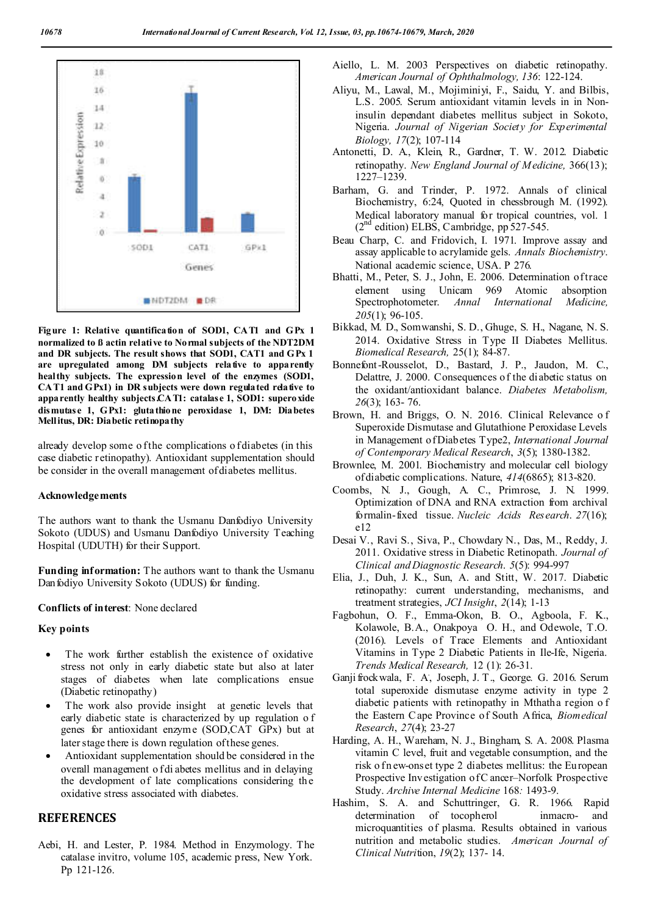Figure 1: Relative quantification of SOD1, CAT1 and GPx 1 normalized to ß actin relative to Normal subjects of the NDT2DM and DR subjects. The result shows that SOD1, CAT1 and GPx 1 are upregulated among DM subjects relative to apparently healthy subjects. The expression level of the enzymes (SOD1, CAT1 and GPx1) in DR subjects were down regulated relative to apparently healthy subjects.CAT1: catalase 1, SOD1: superoxide dismutase 1, GPx1: glutathione peroxidase 1, DM: Diabetes Mellitus, DR: Diabetic retinopathy

already develop some of the complications of diabetes (in this case diabetic retinopathy). Antioxidant supplementation should be consider in the overall management of diabetes mellitus.

## Acknowledgements

The authors want to thank the Usmanu Danfodiyo University Sokoto (UDUS) and Usmanu Danfodiyo University Teaching Hospital (UDUTH) for their Support.

**Funding information:** The authors want to thank the Usmanu Danfodiyo University Sokoto (UDUS) for funding.

**Conflicts of interest**: None declared

## Key points

- The work further establish the existence of oxidative stress not only in early diabetic state but also at later stages of diabetes when late complications ensue (Diabetic retinopathy)
- The work also provide insight at genetic levels that early diabetic state is characterized by up regulation of genes for antioxidant enzyme (SOD,CAT GPx) but at later stage there is down regulation of these genes.
- Antioxidant supplementation should be considered in the overall management of diabetes mellitus and in delaying the development of late complications considering the oxidative stress associated with diabetes.

## REFERENCES

Aebi, H. and Lester, P. 1984. Method in Enzymology. The catalase invitro, volume 105, academic press, New York. Pp 121-126.

Aiello, L. M. 2003 Perspectives on diabetic retinopathy. *American Journal of Ophthalmology, 136*: 122-124.

Aliyu, M., Lawal, M., Mojiminiyi, F., Saidu, Y. and Bilbis, L.S. 2005. Serum antioxidant vitamin levels in in Non-insulin dependant diabetes mellitus subject in Sokoto, Nigeria. *Journal of Nigerian Society for Experimental Biology, 17*(2); 107-114

Antonetti, D. A., Klein, R., Gardner, T. W. 2012. Diabetic retinopathy. *New England Journal of Medicine,* 366(13); 1227–1239.

Barham, G. and Trinder, P. 1972. Annals of clinical Biochemistry, 6:24, Quoted in chessbrough M. (1992). Medical laboratory manual for tropical countries, vol. 1 (2nd edition) ELBS, Cambridge, pp 527-545.

Beau Charp, C. and Fridovich, I. 1971. Improve assay and assay applicable to acrylamide gels. *Annals Biochemistry*. National academic science, USA. P 276.

Bhatti, M., Peter, S. J., John, E. 2006. Determination of trace element using Unicam 969 Atomic absorption Spectrophotometer. *Annal International Medicine, 205*(1); 96-105.

Bikkad, M. D., Somwanshi, S. D., Ghuge, S. H., Nagane, N. S. 2014. Oxidative Stress in Type II Diabetes Mellitus. *Biomedical Research,* 25(1); 84-87.

Bonnefont-Rousselot, D., Bastard, J. P., Jaudon, M. C., Delattre, J. 2000. Consequences of the diabetic status on the oxidant/antioxidant balance. *Diabetes Metabolism, 26*(3); 163- 76.

Brown, H. and Briggs, O. N. 2016. Clinical Relevance of Superoxide Dismutase and Glutathione Peroxidase Levels in Management of Diabetes Type2, *International Journal of Contemporary Medical Research*, *3*(5); 1380-1382.

Brownlee, M. 2001. Biochemistry and molecular cell biology of diabetic complications. Nature, *414*(6865); 813-820.

Coombs, N. J., Gough, A. C., Primrose, J. N. 1999. Optimization of DNA and RNA extraction from archival formalin-fixed tissue. *Nucleic Acids Research*. *27*(16); e12

Desai V., Ravi S., Siva, P., Chowdary N., Das, M., Reddy, J. 2011. Oxidative stress in Diabetic Retinopathy. *Journal of Clinical and Diagnostic Research*. *5*(5): 994-997

Elia, J., Duh, J. K., Sun, A. and Stitt, W. 2017. Diabetic retinopathy: current understanding, mechanisms, and treatment strategies, *JCI Insight*, *2*(14); 1-13

Fagbohun, O. F., Emma-Okon, B. O., Agboola, F. K., Kolawole, B.A., Onakpoya O. H., and Odewole, T.O. (2016). Levels of Trace Elements and Antioxidant Vitamins in Type 2 Diabetic Patients in Ile-Ife, Nigeria. *Trends Medical Research,* 12 (1): 26-31.

Ganjifrockwala, F. A., Joseph, J. T., George. G. 2016. Serum total superoxide dismutase enzyme activity in type 2 diabetic patients with retinopathy in Mthatha region of the Eastern Cape Province of South Africa, *Biomedical Research*, *27*(4); 23-27

Harding, A. H., Wareham, N. J., Bingham, S. A. 2008. Plasma vitamin C level, fruit and vegetable consumption, and the risk of new-onset type 2 diabetes mellitus: the European Prospective Investigation of Cancer–Norfolk Prospective Study. *Archive Internal Medicine* 168: 1493-9.

Hashim, S. A. and Schuttringer, G. R. 1966. Rapid determination of tocopherol inmacro- and microquantities of plasma. Results obtained in various nutrition and metabolic studies. *American Journal of Clinical Nutrition, 19*(2); 137- 14.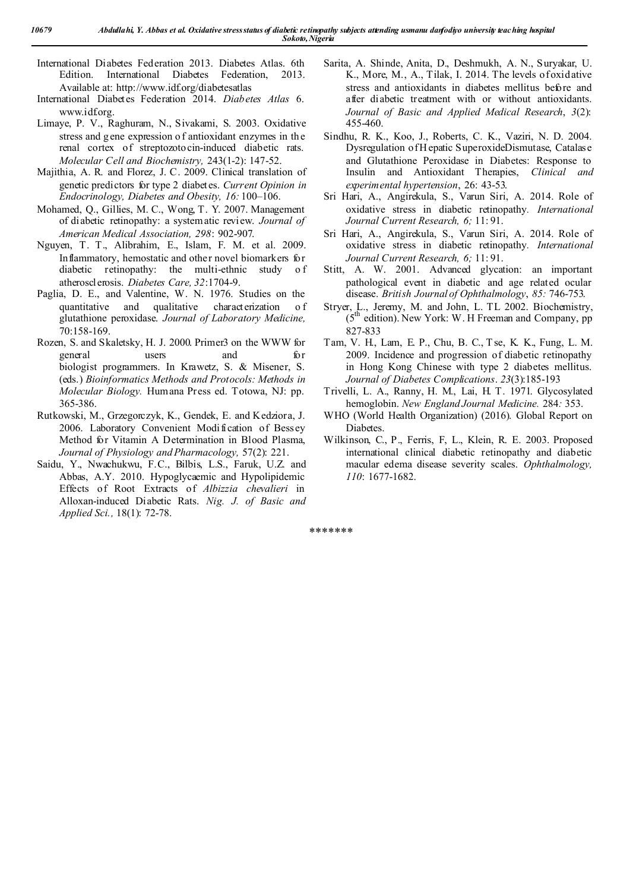International Diabetes Federation 2013. Diabetes Atlas. 6th Edition. International Diabetes Federation, 2013. Available at: http://www.idf.org/diabetesatlas

International Diabetes Federation 2014. *Diabetes Atlas* 6. www.idf.org.

Limaye, P. V., Raghuram, N., Sivakami, S. 2003. Oxidative stress and gene expression of antioxidant enzymes in the renal cortex of streptozotocin-induced diabetic rats. *Molecular Cell and Biochemistry,* 243(1-2): 147-52.

Majithia, A. R. and Florez, J. C. 2009. Clinical translation of genetic predictors for type 2 diabetes. *Current Opinion in Endocrinology, Diabetes and Obesity, 16:* 100–106.

Mohamed, Q., Gillies, M. C., Wong, T. Y. 2007. Management of diabetic retinopathy: a systematic review. *Journal of American Medical Association, 298*: 902-907.

Nguyen, T. T., Alibrahim, E., Islam, F. M. et al. 2009. Inflammatory, hemostatic and other novel biomarkers for diabetic retinopathy: the multi-ethnic study of atherosclerosis. *Diabetes Care, 32*:1704-9.

Paglia, D. E., and Valentine, W. N. 1976. Studies on the quantitative and qualitative characterization of glutathione peroxidase. *Journal of Laboratory Medicine,* 70:158-169.

Rozen, S. and Skaletsky, H. J. 2000. Primer3 on the WWW for general users and for biologist programmers. In Krawetz, S. & Misener, S. (eds.) *Bioinformatics Methods and Protocols: Methods in Molecular Biology.* Humana Press ed. Totowa, NJ: pp. 365-386.

Rutkowski, M., Grzegorczyk, K., Gendek, E. and Kedziora, J. 2006. Laboratory Convenient Modification of Bessey Method for Vitamin A Determination in Blood Plasma, *Journal of Physiology and Pharmacology,* 57(2): 221.

Saidu, Y., Nwachukwu, F.C., Bilbis, L.S., Faruk, U.Z. and Abbas, A.Y. 2010. Hypoglycaemic and Hypolipidemic Effects of Root Extracts of *Albizzia chevalieri* in Alloxan-induced Diabetic Rats. *Nig. J. of Basic and Applied Sci.,* 18(1): 72-78.

Sarita, A. Shinde, Anita, D., Deshmukh, A. N., Suryakar, U. K., More, M., A., Tilak, I. 2014. The levels of oxidative stress and antioxidants in diabetes mellitus before and after diabetic treatment with or without antioxidants. *Journal of Basic and Applied Medical Research*, *3*(2): 455-460.

Sindhu, R. K., Koo, J., Roberts, C. K., Vaziri, N. D. 2004. Dysregulation of Hepatic SuperoxideDismutase, Catalase and Glutathione Peroxidase in Diabetes: Response to Insulin and Antioxidant Therapies, *Clinical and experimental hypertension*, 26: 43-53.

Sri Hari, A., Angirekula, S., Varun Siri, A. 2014. Role of oxidative stress in diabetic retinopathy. *International Journal Current Research, 6;* 11: 91.

Sri Hari, A., Angirekula, S., Varun Siri, A. 2014. Role of oxidative stress in diabetic retinopathy. *International Journal Current Research, 6;* 11: 91.

Stitt, A. W. 2001. Advanced glycation: an important pathological event in diabetic and age related ocular disease. *British Journal of Ophthalmology*, *85:* 746-753.

Stryer, L., Jeremy, M. and John, L. TL 2002. Biochemistry, (5th edition). New York: W. H Freeman and Company, pp 827-833

Tam, V. H., Lam, E. P., Chu, B. C., Tse, K. K., Fung, L. M. 2009. Incidence and progression of diabetic retinopathy in Hong Kong Chinese with type 2 diabetes mellitus. *Journal of Diabetes Complications*. *23*(3):185-193

Trivelli, L. A., Ranny, H. M., Lai, H. T. 1971. Glycosylated hemoglobin. *New England Journal Medicine.* 284*:* 353.

WHO (World Health Organization) (2016). Global Report on Diabetes.

Wilkinson, C., P., Ferris, F, L., Klein, R. E. 2003. Proposed international clinical diabetic retinopathy and diabetic macular edema disease severity scales. *Ophthalmology, 110*: 1677-1682.

*******